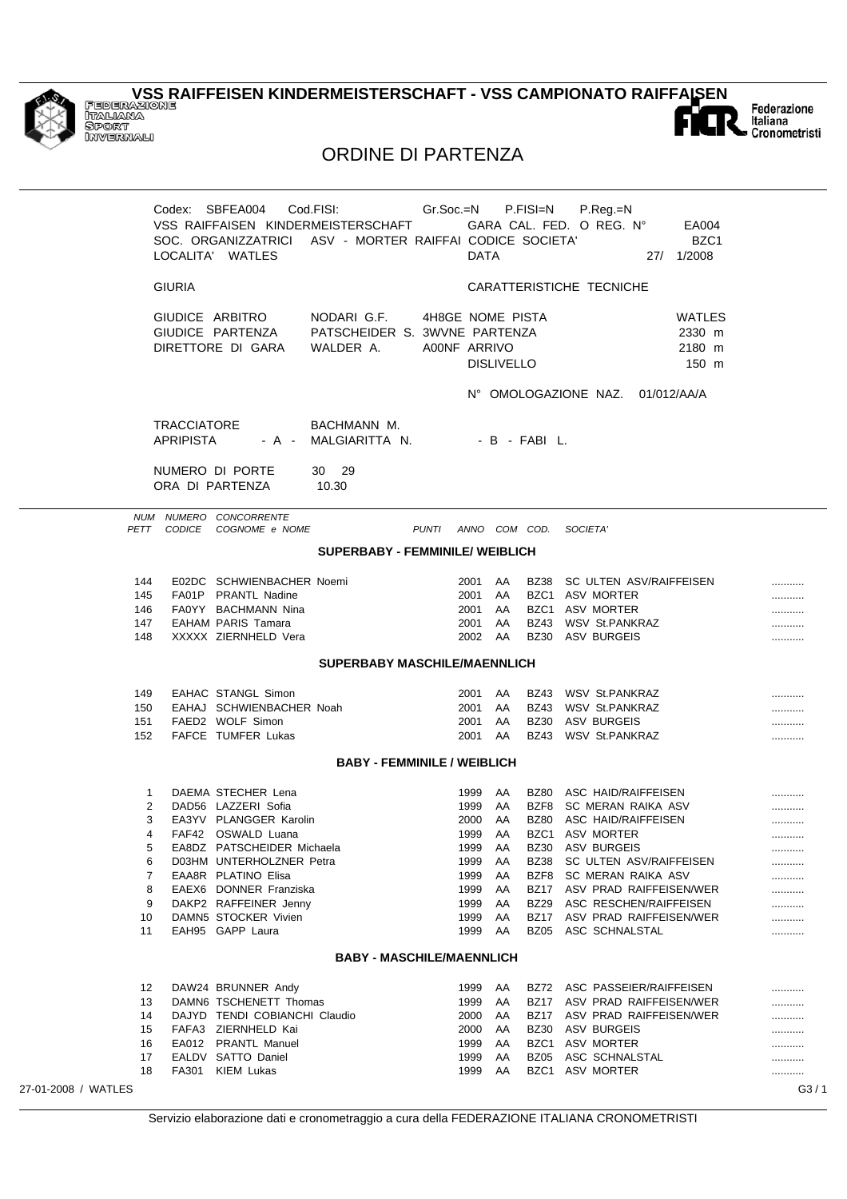# VSS RAIFFEISEN KINDERMEISTERSCHAFT - VSS CAMPIONATO RAIFFAISEN

FEDERAZIONE ITALIANA SPORT INVERNALI

Federazione Italiana Cronometristi

## ORDINE DI PARTENZA

Codex: SBFEA004 Cod.FISI: Gr.Soc.=N P.FISI=N P.Reg.=N
VSS RAIFFEISEN KINDERMEISTERSCHAFT GARA CAL. FED. O REG. N° EA004
SOC. ORGANIZZATRICI ASV - MORTER RAIFFAI CODICE SOCIETA' BZC1
LOCALITA' WATLES DATA 27/ 1/2008

GIURIA

CARATTERISTICHE TECNICHE

GIUDICE ARBITRO NODARI G.F. 4H8GE NOME PISTA WATLES
GIUDICE PARTENZA PATSCHEIDER S. 3WVNE PARTENZA 2330 m
DIRETTORE DI GARA WALDER A. A00NF ARRIVO 2180 m
DISLIVELLO 150 m

N° OMOLOGAZIONE NAZ. 01/012/AA/A

TRACCIATORE BACHMANN M.
APRIPISTA - A - MALGIARITTA N. - B - FABI L.

NUMERO DI PORTE 30 29
ORA DI PARTENZA 10.30

| NUM PETT | NUMERO CODICE | CONCORRENTE COGNOME e NOME | PUNTI | ANNO | COM | COD. | SOCIETA' | |
|---|---|---|---|---|---|---|---|---|
| | | **SUPERBABY - FEMMINILE/ WEIBLICH** | | | | | | |
| 144 | E02DC | SCHWIENBACHER Noemi | | 2001 | AA | BZ38 | SC ULTEN ASV/RAIFFEISEN | ........... |
| 145 | FA01P | PRANTL Nadine | | 2001 | AA | BZC1 | ASV MORTER | ........... |
| 146 | FA0YY | BACHMANN Nina | | 2001 | AA | BZC1 | ASV MORTER | ........... |
| 147 | EAHAM | PARIS Tamara | | 2001 | AA | BZ43 | WSV St.PANKRAZ | ........... |
| 148 | XXXXX | ZIERNHELD Vera | | 2002 | AA | BZ30 | ASV BURGEIS | ........... |
| | | **SUPERBABY MASCHILE/MAENNLICH** | | | | | | |
| 149 | EAHAC | STANGL Simon | | 2001 | AA | BZ43 | WSV St.PANKRAZ | ........... |
| 150 | EAHAJ | SCHWIENBACHER Noah | | 2001 | AA | BZ43 | WSV St.PANKRAZ | ........... |
| 151 | FAED2 | WOLF Simon | | 2001 | AA | BZ30 | ASV BURGEIS | ........... |
| 152 | FAFCE | TUMFER Lukas | | 2001 | AA | BZ43 | WSV St.PANKRAZ | ........... |
| | | **BABY - FEMMINILE / WEIBLICH** | | | | | | |
| 1 | DAEMA | STECHER Lena | | 1999 | AA | BZ80 | ASC HAID/RAIFFEISEN | ........... |
| 2 | DAD56 | LAZZERI Sofia | | 1999 | AA | BZF8 | SC MERAN RAIKA ASV | ........... |
| 3 | EA3YV | PLANGGER Karolin | | 2000 | AA | BZ80 | ASC HAID/RAIFFEISEN | ........... |
| 4 | FAF42 | OSWALD Luana | | 1999 | AA | BZC1 | ASV MORTER | ........... |
| 5 | EA8DZ | PATSCHEIDER Michaela | | 1999 | AA | BZ30 | ASV BURGEIS | ........... |
| 6 | D03HM | UNTERHOLZNER Petra | | 1999 | AA | BZ38 | SC ULTEN ASV/RAIFFEISEN | ........... |
| 7 | EAA8R | PLATINO Elisa | | 1999 | AA | BZF8 | SC MERAN RAIKA ASV | ........... |
| 8 | EAEX6 | DONNER Franziska | | 1999 | AA | BZ17 | ASV PRAD RAIFFEISEN/WER | ........... |
| 9 | DAKP2 | RAFFEINER Jenny | | 1999 | AA | BZ29 | ASC RESCHEN/RAIFFEISEN | ........... |
| 10 | DAMN5 | STOCKER Vivien | | 1999 | AA | BZ17 | ASV PRAD RAIFFEISEN/WER | ........... |
| 11 | EAH95 | GAPP Laura | | 1999 | AA | BZ05 | ASC SCHNALSTAL | ........... |
| | | **BABY - MASCHILE/MAENNLICH** | | | | | | |
| 12 | DAW24 | BRUNNER Andy | | 1999 | AA | BZ72 | ASC PASSEIER/RAIFFEISEN | ........... |
| 13 | DAMN6 | TSCHENETT Thomas | | 1999 | AA | BZ17 | ASV PRAD RAIFFEISEN/WER | ........... |
| 14 | DAJYD | TENDI COBIANCHI Claudio | | 2000 | AA | BZ17 | ASV PRAD RAIFFEISEN/WER | ........... |
| 15 | FAFA3 | ZIERNHELD Kai | | 2000 | AA | BZ30 | ASV BURGEIS | ........... |
| 16 | EA012 | PRANTL Manuel | | 1999 | AA | BZC1 | ASV MORTER | ........... |
| 17 | EALDV | SATTO Daniel | | 1999 | AA | BZ05 | ASC SCHNALSTAL | ........... |
| 18 | FA301 | KIEM Lukas | | 1999 | AA | BZC1 | ASV MORTER | ........... |

27-01-2008 / WATLES

Servizio elaborazione dati e cronometraggio a cura della FEDERAZIONE ITALIANA CRONOMETRISTI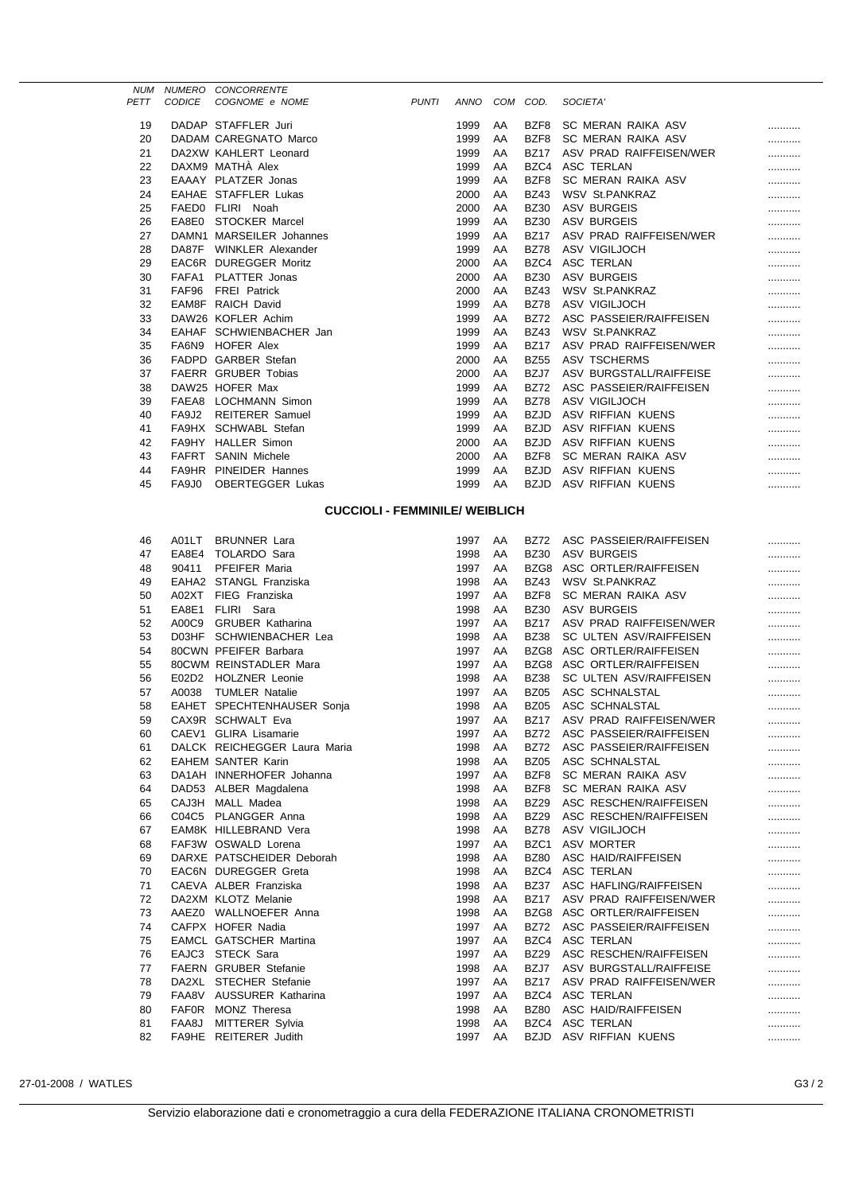| NUM PETT | NUMERO CODICE | CONCORRENTE COGNOME e NOME | PUNTI | ANNO | COM | COD. | SOCIETA' | |
|---|---|---|---|---|---|---|---|---|
| 19 | DADAP | STAFFLER Juri | | 1999 | AA | BZF8 | SC MERAN RAIKA ASV | ........... |
| 20 | DADAM | CAREGNATO Marco | | 1999 | AA | BZF8 | SC MERAN RAIKA ASV | ........... |
| 21 | DA2XW | KAHLERT Leonard | | 1999 | AA | BZ17 | ASV PRAD RAIFFEISEN/WER | ........... |
| 22 | DAXM9 | MATHÀ Alex | | 1999 | AA | BZC4 | ASC TERLAN | ........... |
| 23 | EAAAY | PLATZER Jonas | | 1999 | AA | BZF8 | SC MERAN RAIKA ASV | ........... |
| 24 | EAHAE | STAFFLER Lukas | | 2000 | AA | BZ43 | WSV St.PANKRAZ | ........... |
| 25 | FAED0 | FLIRI Noah | | 2000 | AA | BZ30 | ASV BURGEIS | ........... |
| 26 | EA8E0 | STOCKER Marcel | | 1999 | AA | BZ30 | ASV BURGEIS | ........... |
| 27 | DAMN1 | MARSEILER Johannes | | 1999 | AA | BZ17 | ASV PRAD RAIFFEISEN/WER | ........... |
| 28 | DA87F | WINKLER Alexander | | 1999 | AA | BZ78 | ASV VIGILJOCH | ........... |
| 29 | EAC6R | DUREGGER Moritz | | 2000 | AA | BZC4 | ASC TERLAN | ........... |
| 30 | FAFA1 | PLATTER Jonas | | 2000 | AA | BZ30 | ASV BURGEIS | ........... |
| 31 | FAF96 | FREI Patrick | | 2000 | AA | BZ43 | WSV St.PANKRAZ | ........... |
| 32 | EAM8F | RAICH David | | 1999 | AA | BZ78 | ASV VIGILJOCH | ........... |
| 33 | DAW26 | KOFLER Achim | | 1999 | AA | BZ72 | ASC PASSEIER/RAIFFEISEN | ........... |
| 34 | EAHAF | SCHWIENBACHER Jan | | 1999 | AA | BZ43 | WSV St.PANKRAZ | ........... |
| 35 | FA6N9 | HOFER Alex | | 1999 | AA | BZ17 | ASV PRAD RAIFFEISEN/WER | ........... |
| 36 | FADPD | GARBER Stefan | | 2000 | AA | BZ55 | ASV TSCHERMS | ........... |
| 37 | FAERR | GRUBER Tobias | | 2000 | AA | BZJ7 | ASV BURGSTALL/RAIFFEISE | ........... |
| 38 | DAW25 | HOFER Max | | 1999 | AA | BZ72 | ASC PASSEIER/RAIFFEISEN | ........... |
| 39 | FAEA8 | LOCHMANN Simon | | 1999 | AA | BZ78 | ASV VIGILJOCH | ........... |
| 40 | FA9J2 | REITERER Samuel | | 1999 | AA | BZJD | ASV RIFFIAN KUENS | ........... |
| 41 | FA9HX | SCHWABL Stefan | | 1999 | AA | BZJD | ASV RIFFIAN KUENS | ........... |
| 42 | FA9HY | HALLER Simon | | 2000 | AA | BZJD | ASV RIFFIAN KUENS | ........... |
| 43 | FAFRT | SANIN Michele | | 2000 | AA | BZF8 | SC MERAN RAIKA ASV | ........... |
| 44 | FA9HR | PINEIDER Hannes | | 1999 | AA | BZJD | ASV RIFFIAN KUENS | ........... |
| 45 | FA9J0 | OBERTEGGER Lukas | | 1999 | AA | BZJD | ASV RIFFIAN KUENS | ........... |

## CUCCIOLI - FEMMINILE/ WEIBLICH

| NUM PETT | NUMERO CODICE | CONCORRENTE COGNOME e NOME | PUNTI | ANNO | COM | COD. | SOCIETA' | |
|---|---|---|---|---|---|---|---|---|
| 46 | A01LT | BRUNNER Lara | | 1997 | AA | BZ72 | ASC PASSEIER/RAIFFEISEN | ........... |
| 47 | EA8E4 | TOLARDO Sara | | 1998 | AA | BZ30 | ASV BURGEIS | ........... |
| 48 | 90411 | PFEIFER Maria | | 1997 | AA | BZG8 | ASC ORTLER/RAIFFEISEN | ........... |
| 49 | EAHA2 | STANGL Franziska | | 1998 | AA | BZ43 | WSV St.PANKRAZ | ........... |
| 50 | A02XT | FIEG Franziska | | 1997 | AA | BZF8 | SC MERAN RAIKA ASV | ........... |
| 51 | EA8E1 | FLIRI Sara | | 1998 | AA | BZ30 | ASV BURGEIS | ........... |
| 52 | A00C9 | GRUBER Katharina | | 1997 | AA | BZ17 | ASV PRAD RAIFFEISEN/WER | ........... |
| 53 | D03HF | SCHWIENBACHER Lea | | 1998 | AA | BZ38 | SC ULTEN ASV/RAIFFEISEN | ........... |
| 54 | 80CWN | PFEIFER Barbara | | 1997 | AA | BZG8 | ASC ORTLER/RAIFFEISEN | ........... |
| 55 | 80CWM | REINSTADLER Mara | | 1997 | AA | BZG8 | ASC ORTLER/RAIFFEISEN | ........... |
| 56 | E02D2 | HOLZNER Leonie | | 1998 | AA | BZ38 | SC ULTEN ASV/RAIFFEISEN | ........... |
| 57 | A0038 | TUMLER Natalie | | 1997 | AA | BZ05 | ASC SCHNALSTAL | ........... |
| 58 | EAHET | SPECHTENHAUSER Sonja | | 1998 | AA | BZ05 | ASC SCHNALSTAL | ........... |
| 59 | CAX9R | SCHWALT Eva | | 1997 | AA | BZ17 | ASV PRAD RAIFFEISEN/WER | ........... |
| 60 | CAEV1 | GLIRA Lisamarie | | 1997 | AA | BZ72 | ASC PASSEIER/RAIFFEISEN | ........... |
| 61 | DALCK | REICHEGGER Laura Maria | | 1998 | AA | BZ72 | ASC PASSEIER/RAIFFEISEN | ........... |
| 62 | EAHEM | SANTER Karin | | 1998 | AA | BZ05 | ASC SCHNALSTAL | ........... |
| 63 | DA1AH | INNERHOFER Johanna | | 1997 | AA | BZF8 | SC MERAN RAIKA ASV | ........... |
| 64 | DAD53 | ALBER Magdalena | | 1998 | AA | BZF8 | SC MERAN RAIKA ASV | ........... |
| 65 | CAJ3H | MALL Madea | | 1998 | AA | BZ29 | ASC RESCHEN/RAIFFEISEN | ........... |
| 66 | C04C5 | PLANGGER Anna | | 1998 | AA | BZ29 | ASC RESCHEN/RAIFFEISEN | ........... |
| 67 | EAM8K | HILLEBRAND Vera | | 1998 | AA | BZ78 | ASV VIGILJOCH | ........... |
| 68 | FAF3W | OSWALD Lorena | | 1997 | AA | BZC1 | ASV MORTER | ........... |
| 69 | DARXE | PATSCHEIDER Deborah | | 1998 | AA | BZ80 | ASC HAID/RAIFFEISEN | ........... |
| 70 | EAC6N | DUREGGER Greta | | 1998 | AA | BZC4 | ASC TERLAN | ........... |
| 71 | CAEVA | ALBER Franziska | | 1998 | AA | BZ37 | ASC HAFLING/RAIFFEISEN | ........... |
| 72 | DA2XM | KLOTZ Melanie | | 1998 | AA | BZ17 | ASV PRAD RAIFFEISEN/WER | ........... |
| 73 | AAEZ0 | WALLNOEFER Anna | | 1998 | AA | BZG8 | ASC ORTLER/RAIFFEISEN | ........... |
| 74 | CAFPX | HOFER Nadia | | 1997 | AA | BZ72 | ASC PASSEIER/RAIFFEISEN | ........... |
| 75 | EAMCL | GATSCHER Martina | | 1997 | AA | BZC4 | ASC TERLAN | ........... |
| 76 | EAJC3 | STECK Sara | | 1997 | AA | BZ29 | ASC RESCHEN/RAIFFEISEN | ........... |
| 77 | FAERN | GRUBER Stefanie | | 1998 | AA | BZJ7 | ASV BURGSTALL/RAIFFEISE | ........... |
| 78 | DA2XL | STECHER Stefanie | | 1997 | AA | BZ17 | ASV PRAD RAIFFEISEN/WER | ........... |
| 79 | FAA8V | AUSSURER Katharina | | 1997 | AA | BZC4 | ASC TERLAN | ........... |
| 80 | FAF0R | MONZ Theresa | | 1998 | AA | BZ80 | ASC HAID/RAIFFEISEN | ........... |
| 81 | FAA8J | MITTERER Sylvia | | 1998 | AA | BZC4 | ASC TERLAN | ........... |
| 82 | FA9HE | REITERER Judith | | 1997 | AA | BZJD | ASV RIFFIAN KUENS | ........... |

27-01-2008 / WATLES

Servizio elaborazione dati e cronometraggio a cura della FEDERAZIONE ITALIANA CRONOMETRISTI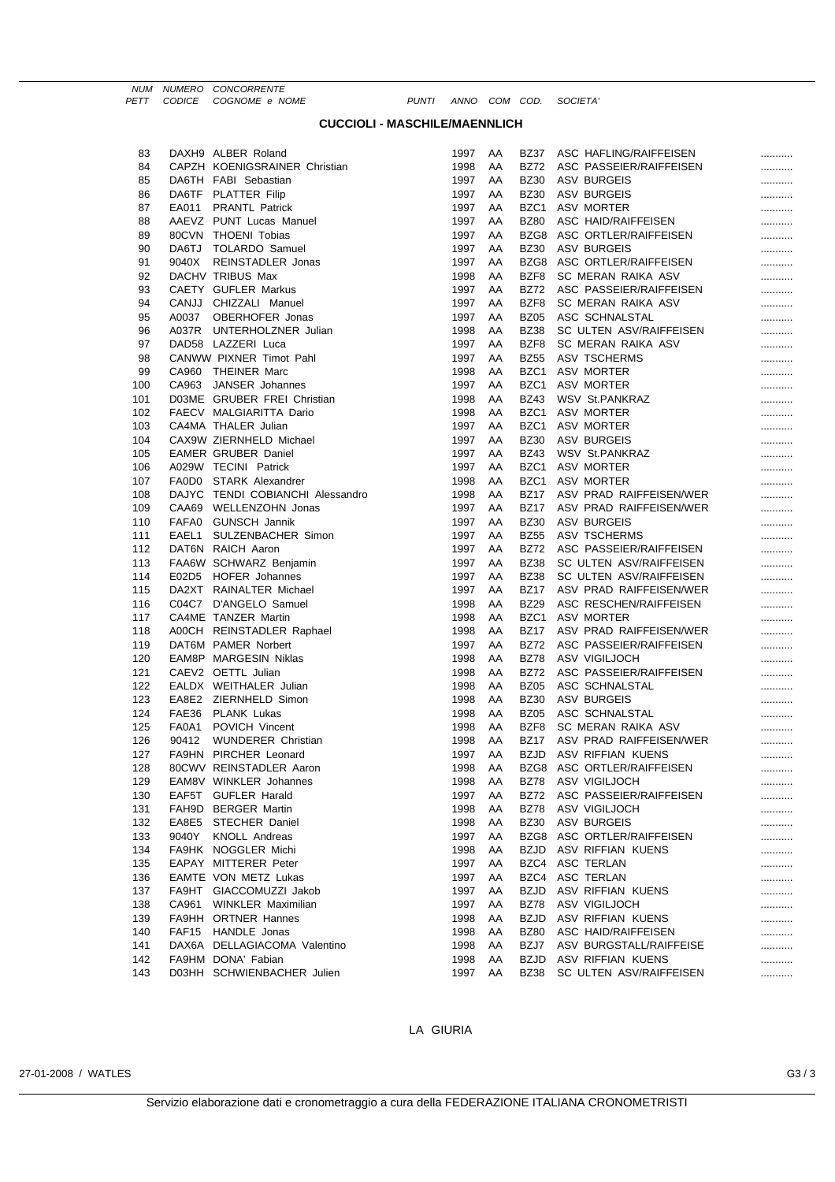| NUM PETT | NUMERO CODICE | CONCORRENTE COGNOME e NOME | PUNTI | ANNO | COM | COD. | SOCIETA' | |
|---|---|---|---|---|---|---|---|---|

### CUCCIOLI - MASCHILE/MAENNLICH

| | | | | | | | | |
|---|---|---|---|---|---|---|---|---|
| 83 | DAXH9 | ALBER Roland | | 1997 | AA | BZ37 | ASC HAFLING/RAIFFEISEN | ........... |
| 84 | CAPZH | KOENIGSRAINER Christian | | 1998 | AA | BZ72 | ASC PASSEIER/RAIFFEISEN | ........... |
| 85 | DA6TH | FABI Sebastian | | 1997 | AA | BZ30 | ASV BURGEIS | ........... |
| 86 | DA6TF | PLATTER Filip | | 1997 | AA | BZ30 | ASV BURGEIS | ........... |
| 87 | EA011 | PRANTL Patrick | | 1997 | AA | BZC1 | ASV MORTER | ........... |
| 88 | AAEVZ | PUNT Lucas Manuel | | 1997 | AA | BZ80 | ASC HAID/RAIFFEISEN | ........... |
| 89 | 80CVN | THOENI Tobias | | 1997 | AA | BZG8 | ASC ORTLER/RAIFFEISEN | ........... |
| 90 | DA6TJ | TOLARDO Samuel | | 1997 | AA | BZ30 | ASV BURGEIS | ........... |
| 91 | 9040X | REINSTADLER Jonas | | 1997 | AA | BZG8 | ASC ORTLER/RAIFFEISEN | ........... |
| 92 | DACHV | TRIBUS Max | | 1998 | AA | BZF8 | SC MERAN RAIKA ASV | ........... |
| 93 | CAETY | GUFLER Markus | | 1997 | AA | BZ72 | ASC PASSEIER/RAIFFEISEN | ........... |
| 94 | CANJJ | CHIZZALI Manuel | | 1997 | AA | BZF8 | SC MERAN RAIKA ASV | ........... |
| 95 | A0037 | OBERHOFER Jonas | | 1997 | AA | BZ05 | ASC SCHNALSTAL | ........... |
| 96 | A037R | UNTERHOLZNER Julian | | 1998 | AA | BZ38 | SC ULTEN ASV/RAIFFEISEN | ........... |
| 97 | DAD58 | LAZZERI Luca | | 1997 | AA | BZF8 | SC MERAN RAIKA ASV | ........... |
| 98 | CANWW | PIXNER Timot Pahl | | 1997 | AA | BZ55 | ASV TSCHERMS | ........... |
| 99 | CA960 | THEINER Marc | | 1998 | AA | BZC1 | ASV MORTER | ........... |
| 100 | CA963 | JANSER Johannes | | 1997 | AA | BZC1 | ASV MORTER | ........... |
| 101 | D03ME | GRUBER FREI Christian | | 1998 | AA | BZ43 | WSV St.PANKRAZ | ........... |
| 102 | FAECV | MALGIARITTA Dario | | 1998 | AA | BZC1 | ASV MORTER | ........... |
| 103 | CA4MA | THALER Julian | | 1997 | AA | BZC1 | ASV MORTER | ........... |
| 104 | CAX9W | ZIERNHELD Michael | | 1997 | AA | BZ30 | ASV BURGEIS | ........... |
| 105 | EAMER | GRUBER Daniel | | 1997 | AA | BZ43 | WSV St.PANKRAZ | ........... |
| 106 | A029W | TECINI Patrick | | 1997 | AA | BZC1 | ASV MORTER | ........... |
| 107 | FA0D0 | STARK Alexandrer | | 1998 | AA | BZC1 | ASV MORTER | ........... |
| 108 | DAJYC | TENDI COBIANCHI Alessandro | | 1998 | AA | BZ17 | ASV PRAD RAIFFEISEN/WER | ........... |
| 109 | CAA69 | WELLENZOHN Jonas | | 1997 | AA | BZ17 | ASV PRAD RAIFFEISEN/WER | ........... |
| 110 | FAFA0 | GUNSCH Jannik | | 1997 | AA | BZ30 | ASV BURGEIS | ........... |
| 111 | EAEL1 | SULZENBACHER Simon | | 1997 | AA | BZ55 | ASV TSCHERMS | ........... |
| 112 | DAT6N | RAICH Aaron | | 1997 | AA | BZ72 | ASC PASSEIER/RAIFFEISEN | ........... |
| 113 | FAA6W | SCHWARZ Benjamin | | 1997 | AA | BZ38 | SC ULTEN ASV/RAIFFEISEN | ........... |
| 114 | E02D5 | HOFER Johannes | | 1997 | AA | BZ38 | SC ULTEN ASV/RAIFFEISEN | ........... |
| 115 | DA2XT | RAINALTER Michael | | 1997 | AA | BZ17 | ASV PRAD RAIFFEISEN/WER | ........... |
| 116 | C04C7 | D'ANGELO Samuel | | 1998 | AA | BZ29 | ASC RESCHEN/RAIFFEISEN | ........... |
| 117 | CA4ME | TANZER Martin | | 1998 | AA | BZC1 | ASV MORTER | ........... |
| 118 | A00CH | REINSTADLER Raphael | | 1998 | AA | BZ17 | ASV PRAD RAIFFEISEN/WER | ........... |
| 119 | DAT6M | PAMER Norbert | | 1997 | AA | BZ72 | ASC PASSEIER/RAIFFEISEN | ........... |
| 120 | EAM8P | MARGESIN Niklas | | 1998 | AA | BZ78 | ASV VIGILJOCH | ........... |
| 121 | CAEV2 | OETTL Julian | | 1998 | AA | BZ72 | ASC PASSEIER/RAIFFEISEN | ........... |
| 122 | EALDX | WEITHALER Julian | | 1998 | AA | BZ05 | ASC SCHNALSTAL | ........... |
| 123 | EA8E2 | ZIERNHELD Simon | | 1998 | AA | BZ30 | ASV BURGEIS | ........... |
| 124 | FAE36 | PLANK Lukas | | 1998 | AA | BZ05 | ASC SCHNALSTAL | ........... |
| 125 | FA0A1 | POVICH Vincent | | 1998 | AA | BZF8 | SC MERAN RAIKA ASV | ........... |
| 126 | 90412 | WUNDERER Christian | | 1998 | AA | BZ17 | ASV PRAD RAIFFEISEN/WER | ........... |
| 127 | FA9HN | PIRCHER Leonard | | 1997 | AA | BZJD | ASV RIFFIAN KUENS | ........... |
| 128 | 80CWV | REINSTADLER Aaron | | 1998 | AA | BZG8 | ASC ORTLER/RAIFFEISEN | ........... |
| 129 | EAM8V | WINKLER Johannes | | 1998 | AA | BZ78 | ASV VIGILJOCH | ........... |
| 130 | EAF5T | GUFLER Harald | | 1997 | AA | BZ72 | ASC PASSEIER/RAIFFEISEN | ........... |
| 131 | FAH9D | BERGER Martin | | 1998 | AA | BZ78 | ASV VIGILJOCH | ........... |
| 132 | EA8E5 | STECHER Daniel | | 1998 | AA | BZ30 | ASV BURGEIS | ........... |
| 133 | 9040Y | KNOLL Andreas | | 1997 | AA | BZG8 | ASC ORTLER/RAIFFEISEN | ........... |
| 134 | FA9HK | NOGGLER Michi | | 1998 | AA | BZJD | ASV RIFFIAN KUENS | ........... |
| 135 | EAPAY | MITTERER Peter | | 1997 | AA | BZC4 | ASC TERLAN | ........... |
| 136 | EAMTE | VON METZ Lukas | | 1997 | AA | BZC4 | ASC TERLAN | ........... |
| 137 | FA9HT | GIACCOMUZZI Jakob | | 1997 | AA | BZJD | ASV RIFFIAN KUENS | ........... |
| 138 | CA961 | WINKLER Maximilian | | 1997 | AA | BZ78 | ASV VIGILJOCH | ........... |
| 139 | FA9HH | ORTNER Hannes | | 1998 | AA | BZJD | ASV RIFFIAN KUENS | ........... |
| 140 | FAF15 | HANDLE Jonas | | 1998 | AA | BZ80 | ASC HAID/RAIFFEISEN | ........... |
| 141 | DAX6A | DELLAGIACOMA Valentino | | 1998 | AA | BZJ7 | ASV BURGSTALL/RAIFFEISE | ........... |
| 142 | FA9HM | DONA' Fabian | | 1998 | AA | BZJD | ASV RIFFIAN KUENS | ........... |
| 143 | D03HH | SCHWIENBACHER Julien | | 1997 | AA | BZ38 | SC ULTEN ASV/RAIFFEISEN | ........... |

LA GIURIA

27-01-2008 / WATLES

Servizio elaborazione dati e cronometraggio a cura della FEDERAZIONE ITALIANA CRONOMETRISTI